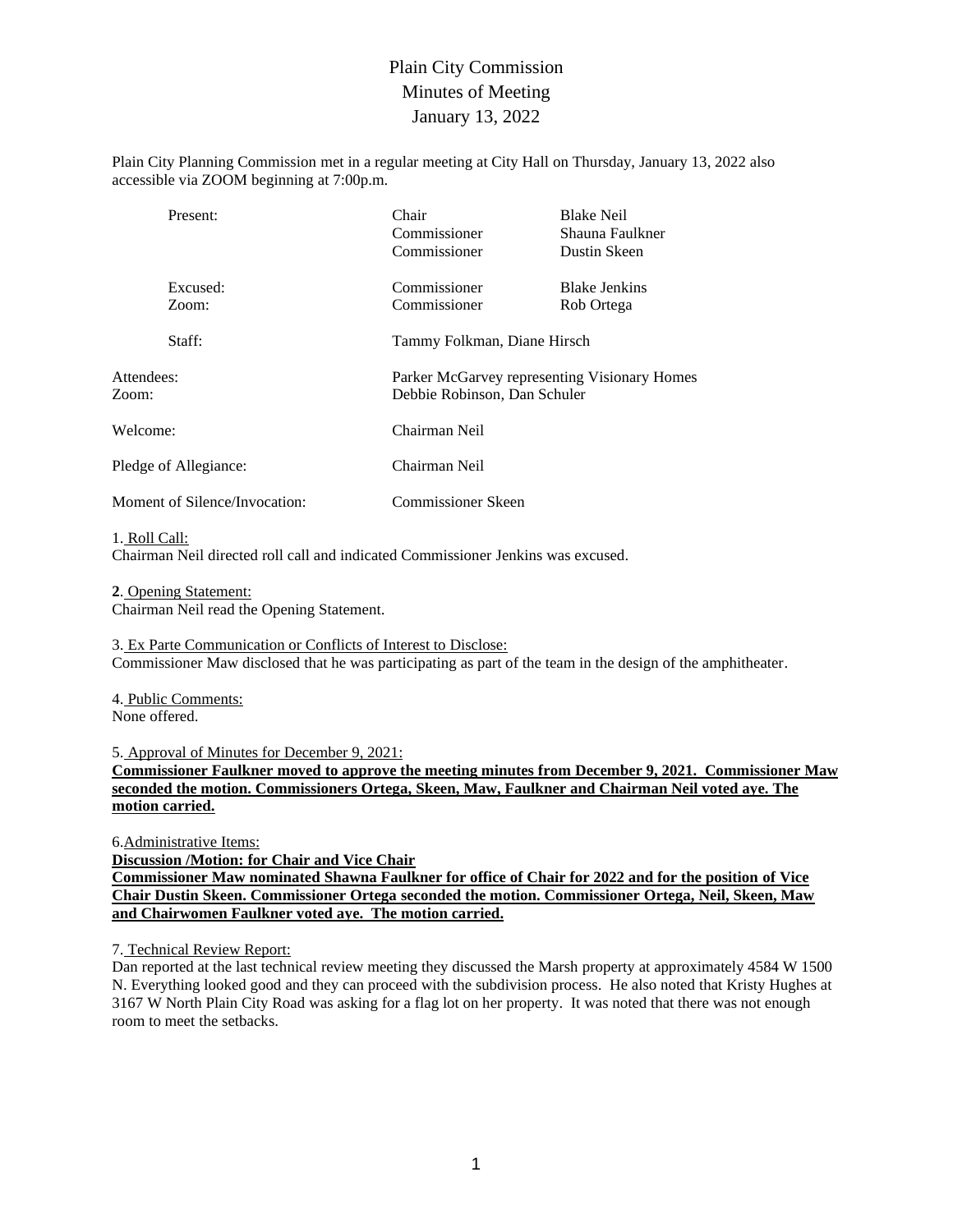# Plain City Commission
## Minutes of Meeting
## January 13, 2022

Plain City Planning Commission met in a regular meeting at City Hall on Thursday, January 13, 2022 also accessible via ZOOM beginning at 7:00p.m.

| | | |
|---|---|---|
| Present: | Chair | Blake Neil |
| | Commissioner | Shauna Faulkner |
| | Commissioner | Dustin Skeen |
| Excused: | Commissioner | Blake Jenkins |
| Zoom: | Commissioner | Rob Ortega |
| Staff: | Tammy Folkman, Diane Hirsch | |
| Attendees: | Parker McGarvey representing Visionary Homes | |
| Zoom: | Debbie Robinson, Dan Schuler | |
| Welcome: | Chairman Neil | |
| Pledge of Allegiance: | Chairman Neil | |
| Moment of Silence/Invocation: | Commissioner Skeen | |

1. Roll Call:
Chairman Neil directed roll call and indicated Commissioner Jenkins was excused.

**2**. Opening Statement:
Chairman Neil read the Opening Statement.

3. Ex Parte Communication or Conflicts of Interest to Disclose:
Commissioner Maw disclosed that he was participating as part of the team in the design of the amphitheater.

4. Public Comments:
None offered.

5. Approval of Minutes for December 9, 2021:
**Commissioner Faulkner moved to approve the meeting minutes from December 9, 2021. Commissioner Maw seconded the motion. Commissioners Ortega, Skeen, Maw, Faulkner and Chairman Neil voted aye. The motion carried.**

6. Administrative Items:
**Discussion /Motion: for Chair and Vice Chair**
**Commissioner Maw nominated Shawna Faulkner for office of Chair for 2022 and for the position of Vice Chair Dustin Skeen. Commissioner Ortega seconded the motion. Commissioner Ortega, Neil, Skeen, Maw and Chairwomen Faulkner voted aye. The motion carried.**

7. Technical Review Report:
Dan reported at the last technical review meeting they discussed the Marsh property at approximately 4584 W 1500 N. Everything looked good and they can proceed with the subdivision process. He also noted that Kristy Hughes at 3167 W North Plain City Road was asking for a flag lot on her property. It was noted that there was not enough room to meet the setbacks.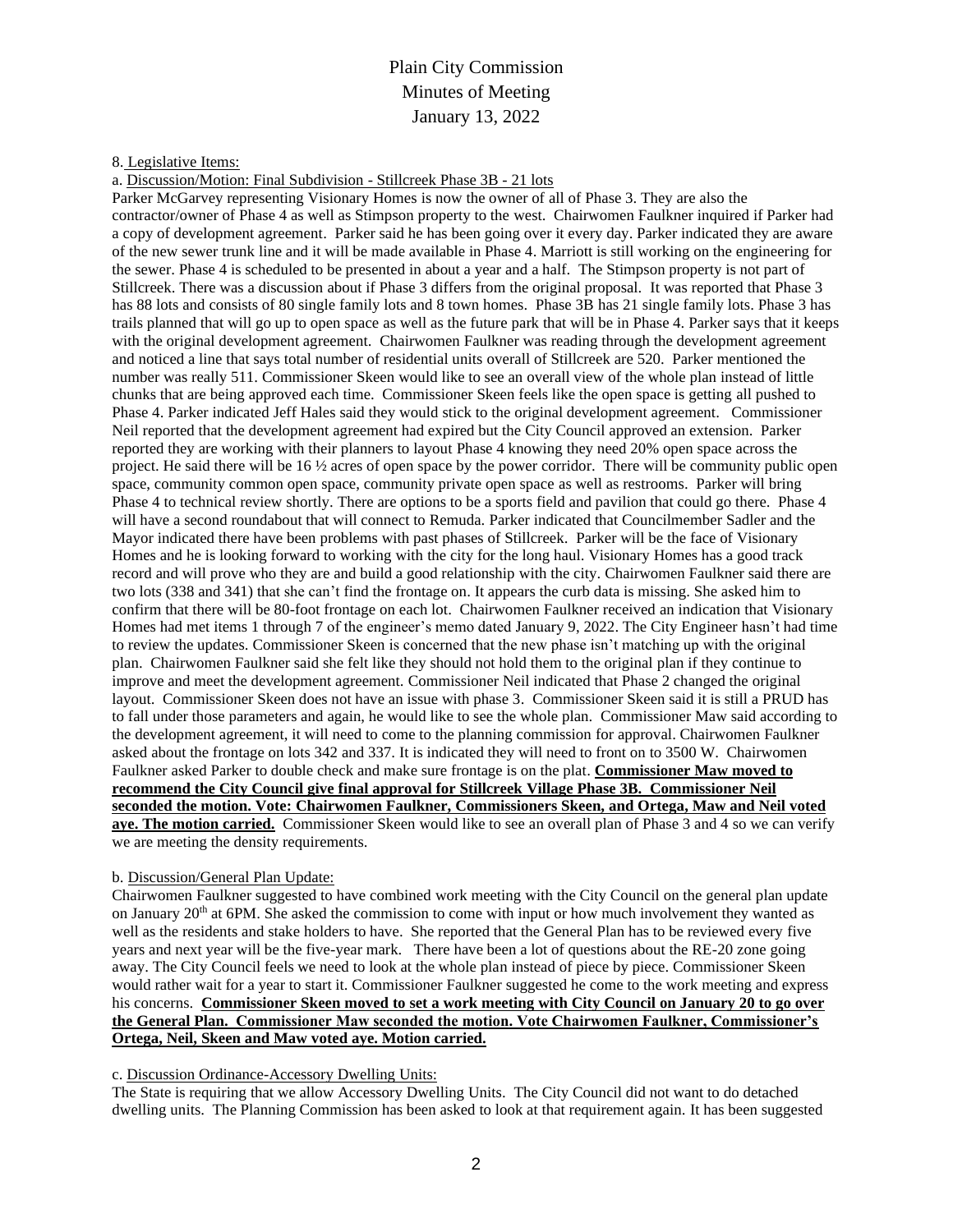# Plain City Commission
## Minutes of Meeting
## January 13, 2022

8. Legislative Items:

a. Discussion/Motion: Final Subdivision - Stillcreek Phase 3B - 21 lots

Parker McGarvey representing Visionary Homes is now the owner of all of Phase 3. They are also the contractor/owner of Phase 4 as well as Stimpson property to the west. Chairwomen Faulkner inquired if Parker had a copy of development agreement. Parker said he has been going over it every day. Parker indicated they are aware of the new sewer trunk line and it will be made available in Phase 4. Marriott is still working on the engineering for the sewer. Phase 4 is scheduled to be presented in about a year and a half. The Stimpson property is not part of Stillcreek. There was a discussion about if Phase 3 differs from the original proposal. It was reported that Phase 3 has 88 lots and consists of 80 single family lots and 8 town homes. Phase 3B has 21 single family lots. Phase 3 has trails planned that will go up to open space as well as the future park that will be in Phase 4. Parker says that it keeps with the original development agreement. Chairwomen Faulkner was reading through the development agreement and noticed a line that says total number of residential units overall of Stillcreek are 520. Parker mentioned the number was really 511. Commissioner Skeen would like to see an overall view of the whole plan instead of little chunks that are being approved each time. Commissioner Skeen feels like the open space is getting all pushed to Phase 4. Parker indicated Jeff Hales said they would stick to the original development agreement. Commissioner Neil reported that the development agreement had expired but the City Council approved an extension. Parker reported they are working with their planners to layout Phase 4 knowing they need 20% open space across the project. He said there will be 16 ½ acres of open space by the power corridor. There will be community public open space, community common open space, community private open space as well as restrooms. Parker will bring Phase 4 to technical review shortly. There are options to be a sports field and pavilion that could go there. Phase 4 will have a second roundabout that will connect to Remuda. Parker indicated that Councilmember Sadler and the Mayor indicated there have been problems with past phases of Stillcreek. Parker will be the face of Visionary Homes and he is looking forward to working with the city for the long haul. Visionary Homes has a good track record and will prove who they are and build a good relationship with the city. Chairwomen Faulkner said there are two lots (338 and 341) that she can't find the frontage on. It appears the curb data is missing. She asked him to confirm that there will be 80-foot frontage on each lot. Chairwomen Faulkner received an indication that Visionary Homes had met items 1 through 7 of the engineer's memo dated January 9, 2022. The City Engineer hasn't had time to review the updates. Commissioner Skeen is concerned that the new phase isn't matching up with the original plan. Chairwomen Faulkner said she felt like they should not hold them to the original plan if they continue to improve and meet the development agreement. Commissioner Neil indicated that Phase 2 changed the original layout. Commissioner Skeen does not have an issue with phase 3. Commissioner Skeen said it is still a PRUD has to fall under those parameters and again, he would like to see the whole plan. Commissioner Maw said according to the development agreement, it will need to come to the planning commission for approval. Chairwomen Faulkner asked about the frontage on lots 342 and 337. It is indicated they will need to front on to 3500 W. Chairwomen Faulkner asked Parker to double check and make sure frontage is on the plat. **Commissioner Maw moved to recommend the City Council give final approval for Stillcreek Village Phase 3B. Commissioner Neil seconded the motion. Vote: Chairwomen Faulkner, Commissioners Skeen, and Ortega, Maw and Neil voted aye. The motion carried.** Commissioner Skeen would like to see an overall plan of Phase 3 and 4 so we can verify we are meeting the density requirements.

b. Discussion/General Plan Update:

Chairwomen Faulkner suggested to have combined work meeting with the City Council on the general plan update on January 20th at 6PM. She asked the commission to come with input or how much involvement they wanted as well as the residents and stake holders to have. She reported that the General Plan has to be reviewed every five years and next year will be the five-year mark. There have been a lot of questions about the RE-20 zone going away. The City Council feels we need to look at the whole plan instead of piece by piece. Commissioner Skeen would rather wait for a year to start it. Commissioner Faulkner suggested he come to the work meeting and express his concerns. **Commissioner Skeen moved to set a work meeting with City Council on January 20 to go over the General Plan. Commissioner Maw seconded the motion. Vote Chairwomen Faulkner, Commissioner's Ortega, Neil, Skeen and Maw voted aye. Motion carried.**

c. Discussion Ordinance-Accessory Dwelling Units:

The State is requiring that we allow Accessory Dwelling Units. The City Council did not want to do detached dwelling units. The Planning Commission has been asked to look at that requirement again. It has been suggested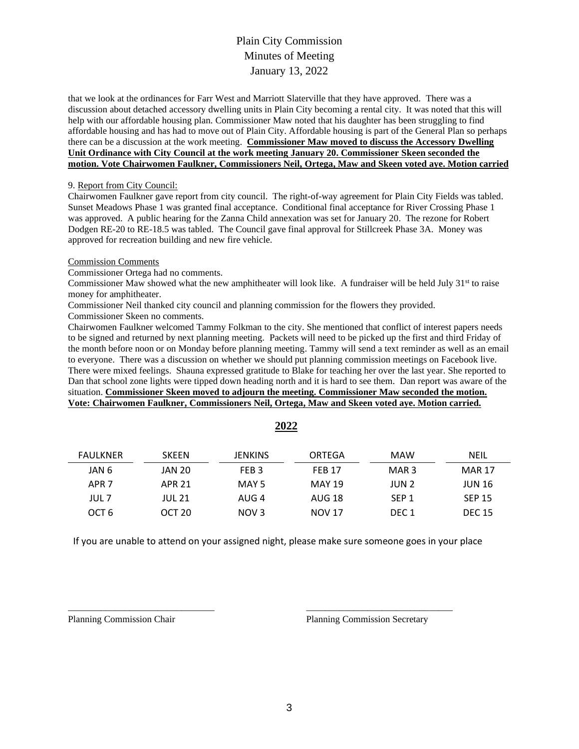Plain City Commission
Minutes of Meeting
January 13, 2022

that we look at the ordinances for Farr West and Marriott Slaterville that they have approved. There was a discussion about detached accessory dwelling units in Plain City becoming a rental city. It was noted that this will help with our affordable housing plan. Commissioner Maw noted that his daughter has been struggling to find affordable housing and has had to move out of Plain City. Affordable housing is part of the General Plan so perhaps there can be a discussion at the work meeting. **Commissioner Maw moved to discuss the Accessory Dwelling Unit Ordinance with City Council at the work meeting January 20. Commissioner Skeen seconded the motion. Vote Chairwomen Faulkner, Commissioners Neil, Ortega, Maw and Skeen voted aye. Motion carried**

9. Report from City Council:
Chairwomen Faulkner gave report from city council. The right-of-way agreement for Plain City Fields was tabled. Sunset Meadows Phase 1 was granted final acceptance. Conditional final acceptance for River Crossing Phase 1 was approved. A public hearing for the Zanna Child annexation was set for January 20. The rezone for Robert Dodgen RE-20 to RE-18.5 was tabled. The Council gave final approval for Stillcreek Phase 3A. Money was approved for recreation building and new fire vehicle.

Commission Comments
Commissioner Ortega had no comments.
Commissioner Maw showed what the new amphitheater will look like. A fundraiser will be held July 31st to raise money for amphitheater.
Commissioner Neil thanked city council and planning commission for the flowers they provided.
Commissioner Skeen no comments.
Chairwomen Faulkner welcomed Tammy Folkman to the city. She mentioned that conflict of interest papers needs to be signed and returned by next planning meeting. Packets will need to be picked up the first and third Friday of the month before noon or on Monday before planning meeting. Tammy will send a text reminder as well as an email to everyone. There was a discussion on whether we should put planning commission meetings on Facebook live. There were mixed feelings. Shauna expressed gratitude to Blake for teaching her over the last year. She reported to Dan that school zone lights were tipped down heading north and it is hard to see them. Dan report was aware of the situation. **Commissioner Skeen moved to adjourn the meeting. Commissioner Maw seconded the motion. Vote: Chairwomen Faulkner, Commissioners Neil, Ortega, Maw and Skeen voted aye. Motion carried.**

**2022**

| FAULKNER | SKEEN | JENKINS | ORTEGA | MAW | NEIL |
|---|---|---|---|---|---|
| JAN 6 | JAN 20 | FEB 3 | FEB 17 | MAR 3 | MAR 17 |
| APR 7 | APR 21 | MAY 5 | MAY 19 | JUN 2 | JUN 16 |
| JUL 7 | JUL 21 | AUG 4 | AUG 18 | SEP 1 | SEP 15 |
| OCT 6 | OCT 20 | NOV 3 | NOV 17 | DEC 1 | DEC 15 |

If you are unable to attend on your assigned night, please make sure someone goes in your place

\_\_\_\_\_\_\_\_\_\_\_\_\_\_\_\_\_\_\_\_\_\_\_\_\_\_\_\_\_\_
Planning Commission Chair

\_\_\_\_\_\_\_\_\_\_\_\_\_\_\_\_\_\_\_\_\_\_\_\_\_\_\_\_\_\_
Planning Commission Secretary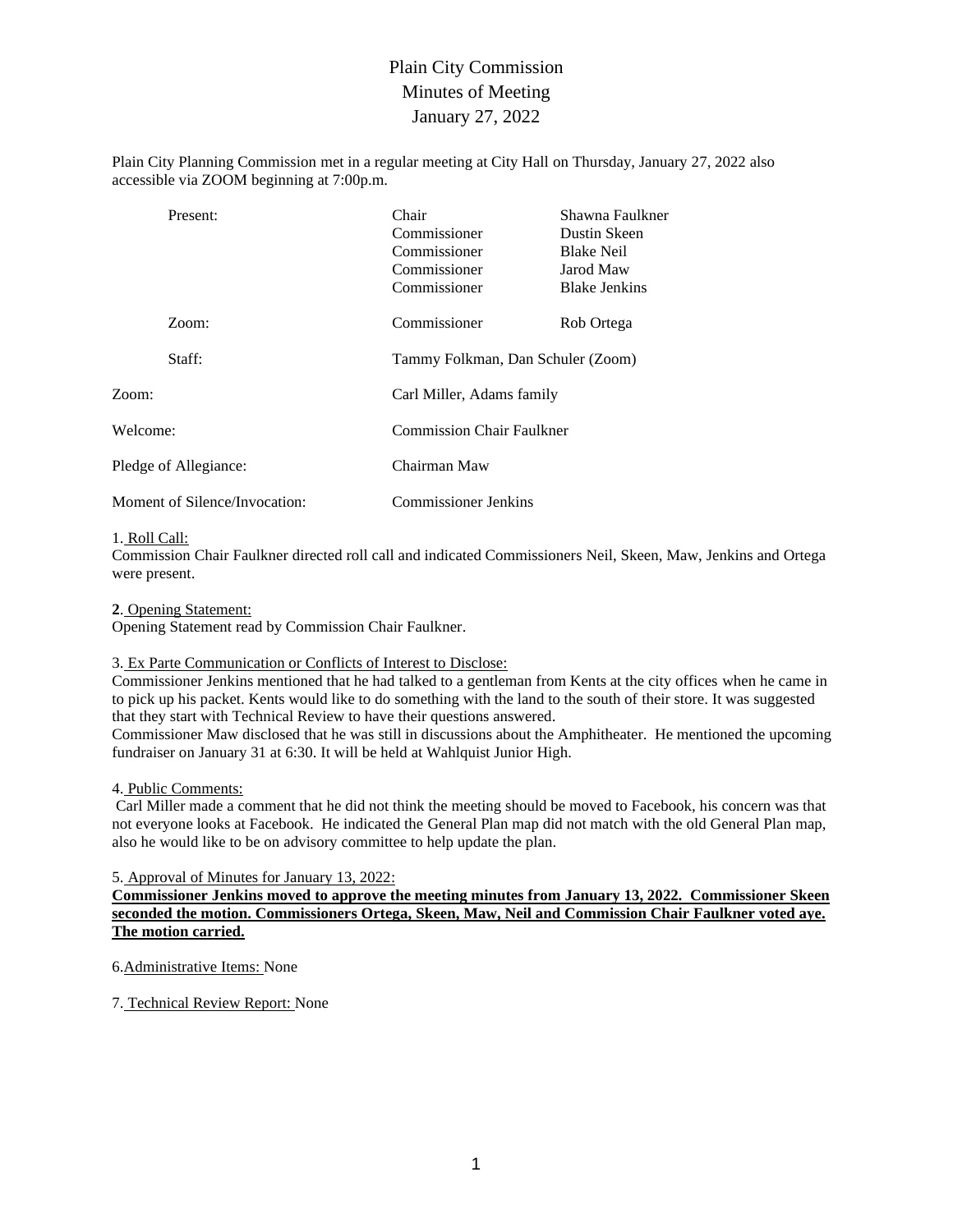# Plain City Commission
## Minutes of Meeting
### January 27, 2022

Plain City Planning Commission met in a regular meeting at City Hall on Thursday, January 27, 2022 also accessible via ZOOM beginning at 7:00p.m.

| | | |
|---|---|---|
| Present: | Chair | Shawna Faulkner |
| | Commissioner | Dustin Skeen |
| | Commissioner | Blake Neil |
| | Commissioner | Jarod Maw |
| | Commissioner | Blake Jenkins |
| Zoom: | Commissioner | Rob Ortega |
| Staff: | Tammy Folkman, Dan Schuler (Zoom) | |

Zoom: Carl Miller, Adams family

Welcome: Commission Chair Faulkner

Pledge of Allegiance: Chairman Maw

Moment of Silence/Invocation: Commissioner Jenkins

1. Roll Call:
Commission Chair Faulkner directed roll call and indicated Commissioners Neil, Skeen, Maw, Jenkins and Ortega were present.

**2**. Opening Statement:
Opening Statement read by Commission Chair Faulkner.

3. Ex Parte Communication or Conflicts of Interest to Disclose:
Commissioner Jenkins mentioned that he had talked to a gentleman from Kents at the city offices when he came in to pick up his packet. Kents would like to do something with the land to the south of their store. It was suggested that they start with Technical Review to have their questions answered.
Commissioner Maw disclosed that he was still in discussions about the Amphitheater. He mentioned the upcoming fundraiser on January 31 at 6:30. It will be held at Wahlquist Junior High.

4. Public Comments:
Carl Miller made a comment that he did not think the meeting should be moved to Facebook, his concern was that not everyone looks at Facebook. He indicated the General Plan map did not match with the old General Plan map, also he would like to be on advisory committee to help update the plan.

5. Approval of Minutes for January 13, 2022:
**Commissioner Jenkins moved to approve the meeting minutes from January 13, 2022. Commissioner Skeen seconded the motion. Commissioners Ortega, Skeen, Maw, Neil and Commission Chair Faulkner voted aye. The motion carried.**

6. Administrative Items: None

7. Technical Review Report: None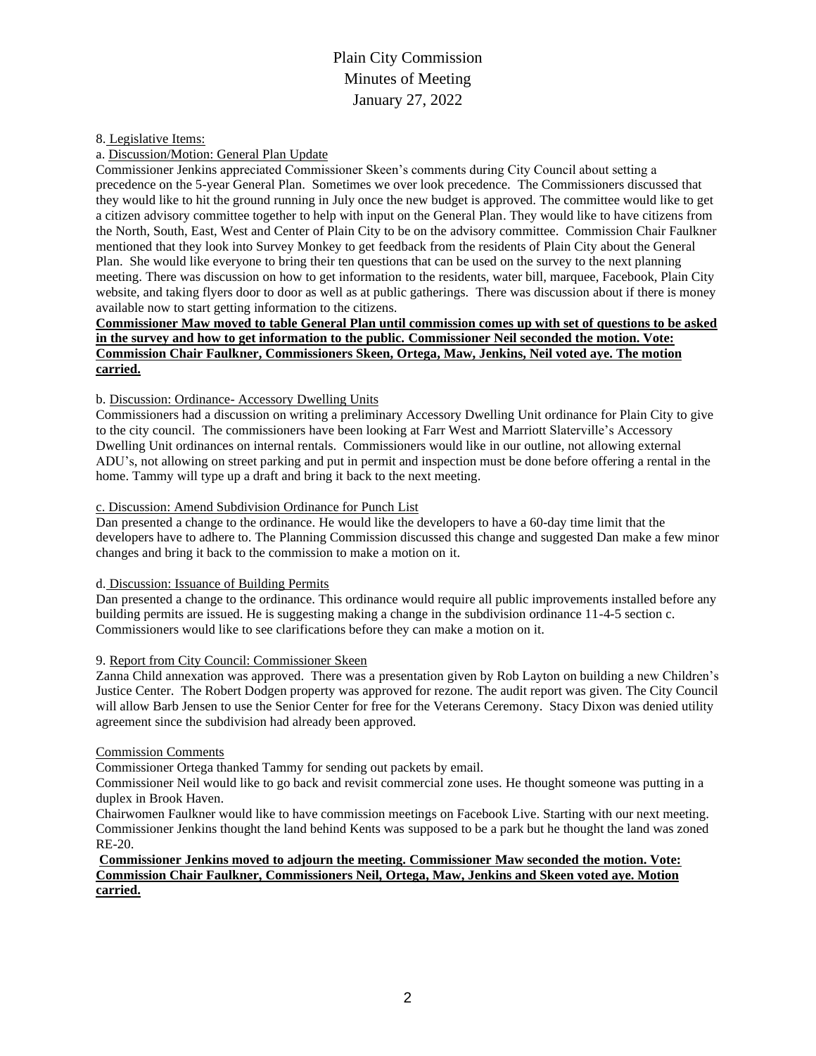# Plain City Commission
# Minutes of Meeting
# January 27, 2022

8. Legislative Items:

a. Discussion/Motion: General Plan Update

Commissioner Jenkins appreciated Commissioner Skeen's comments during City Council about setting a precedence on the 5-year General Plan. Sometimes we over look precedence. The Commissioners discussed that they would like to hit the ground running in July once the new budget is approved. The committee would like to get a citizen advisory committee together to help with input on the General Plan. They would like to have citizens from the North, South, East, West and Center of Plain City to be on the advisory committee. Commission Chair Faulkner mentioned that they look into Survey Monkey to get feedback from the residents of Plain City about the General Plan. She would like everyone to bring their ten questions that can be used on the survey to the next planning meeting. There was discussion on how to get information to the residents, water bill, marquee, Facebook, Plain City website, and taking flyers door to door as well as at public gatherings. There was discussion about if there is money available now to start getting information to the citizens.

**Commissioner Maw moved to table General Plan until commission comes up with set of questions to be asked in the survey and how to get information to the public. Commissioner Neil seconded the motion. Vote: Commission Chair Faulkner, Commissioners Skeen, Ortega, Maw, Jenkins, Neil voted aye. The motion carried.**

b. Discussion: Ordinance- Accessory Dwelling Units

Commissioners had a discussion on writing a preliminary Accessory Dwelling Unit ordinance for Plain City to give to the city council. The commissioners have been looking at Farr West and Marriott Slaterville's Accessory Dwelling Unit ordinances on internal rentals. Commissioners would like in our outline, not allowing external ADU's, not allowing on street parking and put in permit and inspection must be done before offering a rental in the home. Tammy will type up a draft and bring it back to the next meeting.

c. Discussion: Amend Subdivision Ordinance for Punch List

Dan presented a change to the ordinance. He would like the developers to have a 60-day time limit that the developers have to adhere to. The Planning Commission discussed this change and suggested Dan make a few minor changes and bring it back to the commission to make a motion on it.

d. Discussion: Issuance of Building Permits

Dan presented a change to the ordinance. This ordinance would require all public improvements installed before any building permits are issued. He is suggesting making a change in the subdivision ordinance 11-4-5 section c. Commissioners would like to see clarifications before they can make a motion on it.

9. Report from City Council: Commissioner Skeen

Zanna Child annexation was approved. There was a presentation given by Rob Layton on building a new Children's Justice Center. The Robert Dodgen property was approved for rezone. The audit report was given. The City Council will allow Barb Jensen to use the Senior Center for free for the Veterans Ceremony. Stacy Dixon was denied utility agreement since the subdivision had already been approved.

Commission Comments

Commissioner Ortega thanked Tammy for sending out packets by email.

Commissioner Neil would like to go back and revisit commercial zone uses. He thought someone was putting in a duplex in Brook Haven.

Chairwomen Faulkner would like to have commission meetings on Facebook Live. Starting with our next meeting.

Commissioner Jenkins thought the land behind Kents was supposed to be a park but he thought the land was zoned RE-20.

**Commissioner Jenkins moved to adjourn the meeting. Commissioner Maw seconded the motion. Vote: Commission Chair Faulkner, Commissioners Neil, Ortega, Maw, Jenkins and Skeen voted aye. Motion carried.**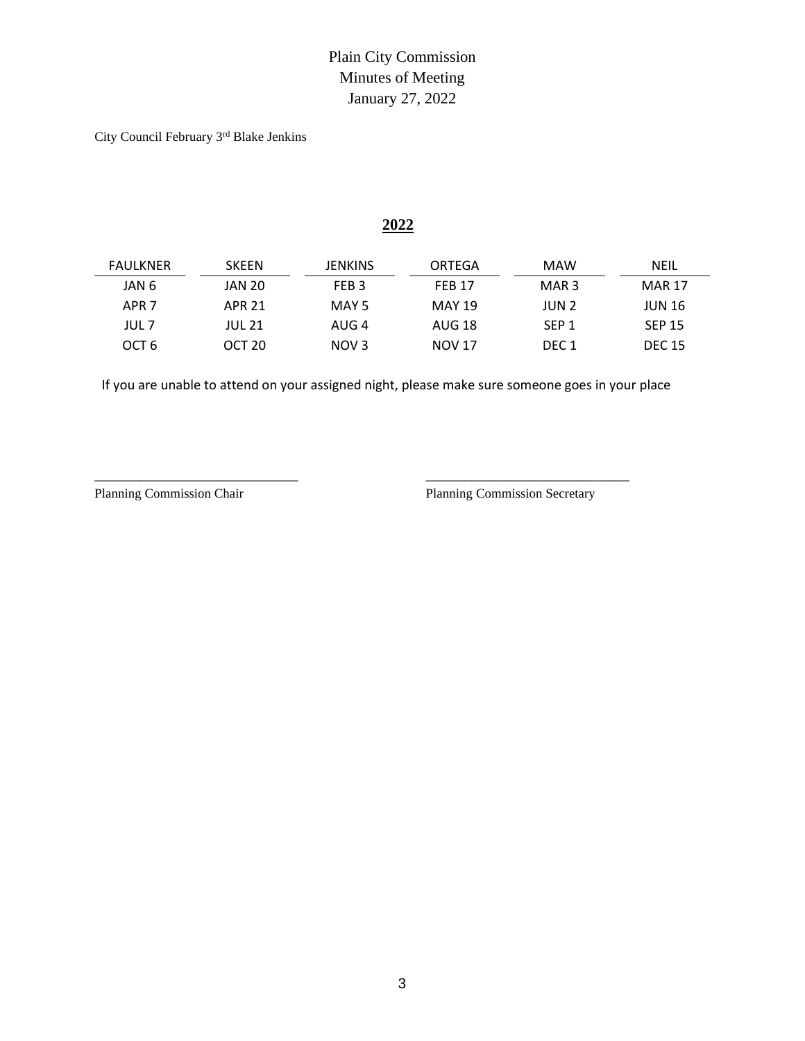Plain City Commission
Minutes of Meeting
January 27, 2022

City Council February 3rd Blake Jenkins

## 2022

| FAULKNER | SKEEN | JENKINS | ORTEGA | MAW | NEIL |
|---|---|---|---|---|---|
| JAN 6 | JAN 20 | FEB 3 | FEB 17 | MAR 3 | MAR 17 |
| APR 7 | APR 21 | MAY 5 | MAY 19 | JUN 2 | JUN 16 |
| JUL 7 | JUL 21 | AUG 4 | AUG 18 | SEP 1 | SEP 15 |
| OCT 6 | OCT 20 | NOV 3 | NOV 17 | DEC 1 | DEC 15 |

If you are unable to attend on your assigned night, please make sure someone goes in your place

_______________________________ _______________________________

Planning Commission Chair Planning Commission Secretary